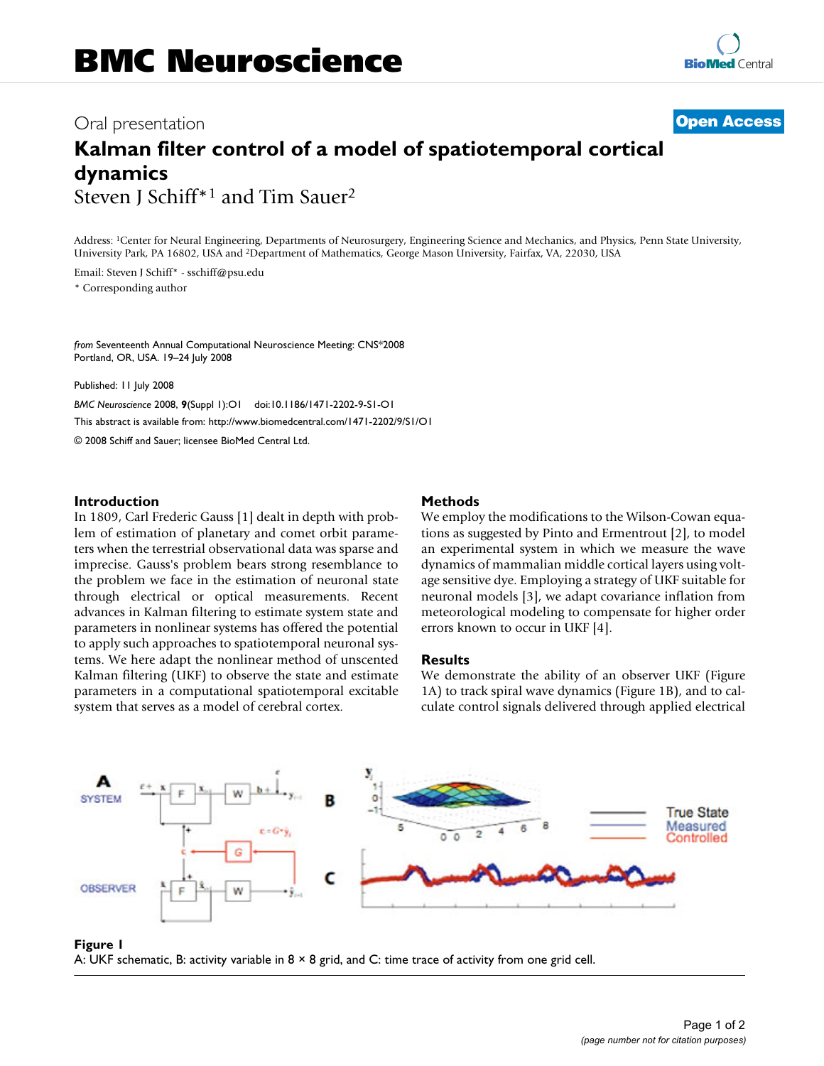# BMC Neuroscience

Oral presentation

**Open Access**

# Kalman filter control of a model of spatiotemporal cortical dynamics

Steven J Schiff*[1] and Tim Sauer[2]

Address: [1]Center for Neural Engineering, Departments of Neurosurgery, Engineering Science and Mechanics, and Physics, Penn State University, University Park, PA 16802, USA and [2]Department of Mathematics, George Mason University, Fairfax, VA, 22030, USA

Email: Steven J Schiff* - sschiff@psu.edu

\* Corresponding author

*from* Seventeenth Annual Computational Neuroscience Meeting: CNS*2008
Portland, OR, USA. 19–24 July 2008

Published: 11 July 2008

*BMC Neuroscience* 2008, **9**(Suppl 1):O1 doi:10.1186/1471-2202-9-S1-O1

This abstract is available from: http://www.biomedcentral.com/1471-2202/9/S1/O1

© 2008 Schiff and Sauer; licensee BioMed Central Ltd.

## Introduction

In 1809, Carl Frederic Gauss [1] dealt in depth with problem of estimation of planetary and comet orbit parameters when the terrestrial observational data was sparse and imprecise. Gauss's problem bears strong resemblance to the problem we face in the estimation of neuronal state through electrical or optical measurements. Recent advances in Kalman filtering to estimate system state and parameters in nonlinear systems has offered the potential to apply such approaches to spatiotemporal neuronal systems. We here adapt the nonlinear method of unscented Kalman filtering (UKF) to observe the state and estimate parameters in a computational spatiotemporal excitable system that serves as a model of cerebral cortex.

## Methods

We employ the modifications to the Wilson-Cowan equations as suggested by Pinto and Ermentrout [2], to model an experimental system in which we measure the wave dynamics of mammalian middle cortical layers using voltage sensitive dye. Employing a strategy of UKF suitable for neuronal models [3], we adapt covariance inflation from meteorological modeling to compensate for higher order errors known to occur in UKF [4].

## Results

We demonstrate the ability of an observer UKF (Figure 1A) to track spiral wave dynamics (Figure 1B), and to calculate control signals delivered through applied electrical

**Figure 1**
A: UKF schematic, B: activity variable in 8 × 8 grid, and C: time trace of activity from one grid cell.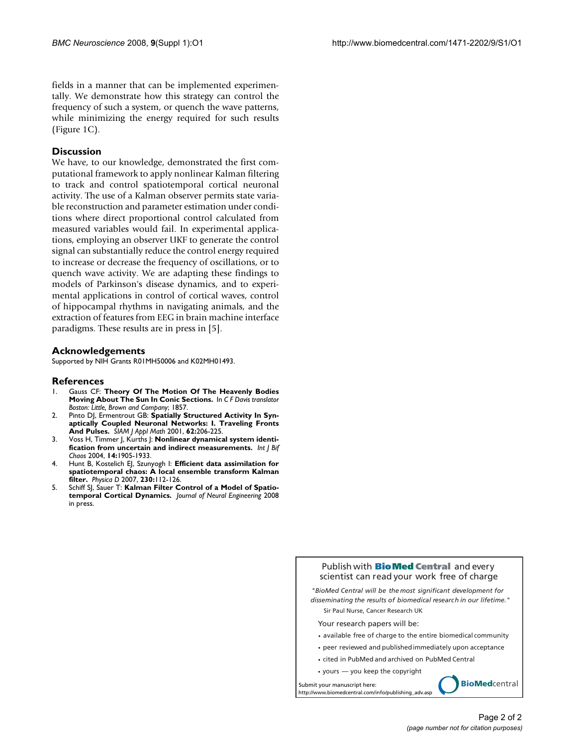fields in a manner that can be implemented experimentally. We demonstrate how this strategy can control the frequency of such a system, or quench the wave patterns, while minimizing the energy required for such results (Figure 1C).

## Discussion

We have, to our knowledge, demonstrated the first computational framework to apply nonlinear Kalman filtering to track and control spatiotemporal cortical neuronal activity. The use of a Kalman observer permits state variable reconstruction and parameter estimation under conditions where direct proportional control calculated from measured variables would fail. In experimental applications, employing an observer UKF to generate the control signal can substantially reduce the control energy required to increase or decrease the frequency of oscillations, or to quench wave activity. We are adapting these findings to models of Parkinson's disease dynamics, and to experimental applications in control of cortical waves, control of hippocampal rhythms in navigating animals, and the extraction of features from EEG in brain machine interface paradigms. These results are in press in [5].

## Acknowledgements

Supported by NIH Grants R01MH50006 and K02MH01493.

## References

1. Gauss CF: **Theory Of The Motion Of The Heavenly Bodies Moving About The Sun In Conic Sections.** In *C F Davis translator Boston: Little, Brown and Company*; 1857.
2. Pinto DJ, Ermentrout GB: **Spatially Structured Activity In Synaptically Coupled Neuronal Networks: I. Traveling Fronts And Pulses.** *SIAM J Appl Math* 2001, **62:**206-225.
3. Voss H, Timmer J, Kurths J: **Nonlinear dynamical system identification from uncertain and indirect measurements.** *Int J Bif Chaos* 2004, **14:**1905-1933.
4. Hunt B, Kostelich EJ, Szunyogh I: **Efficient data assimilation for spatiotemporal chaos: A local ensemble transform Kalman filter.** *Physica D* 2007, **230:**112-126.
5. Schiff SJ, Sauer T: **Kalman Filter Control of a Model of Spatiotemporal Cortical Dynamics.** *Journal of Neural Engineering* 2008 in press.

Publish with **BioMed Central** and every scientist can read your work free of charge

*"BioMed Central will be the most significant development for disseminating the results of biomedical research in our lifetime."*

Sir Paul Nurse, Cancer Research UK

Your research papers will be:

- available free of charge to the entire biomedical community
- peer reviewed and published immediately upon acceptance
- cited in PubMed and archived on PubMed Central
- yours — you keep the copyright

Submit your manuscript here:
http://www.biomedcentral.com/info/publishing_adv.asp

**BioMed**central